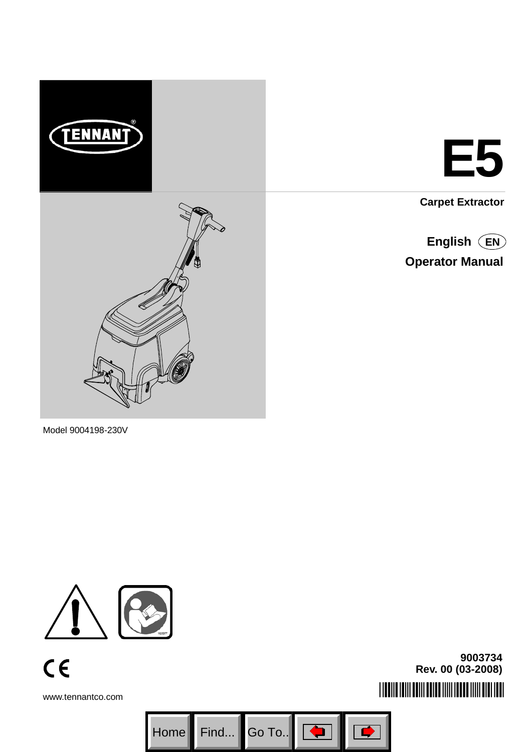# E5

**Carpet Extractor**

**English** (EN)

**Operator Manual**

Model 9004198-230V

**9003734**
**Rev. 00 (03-2008)**

www.tennantco.com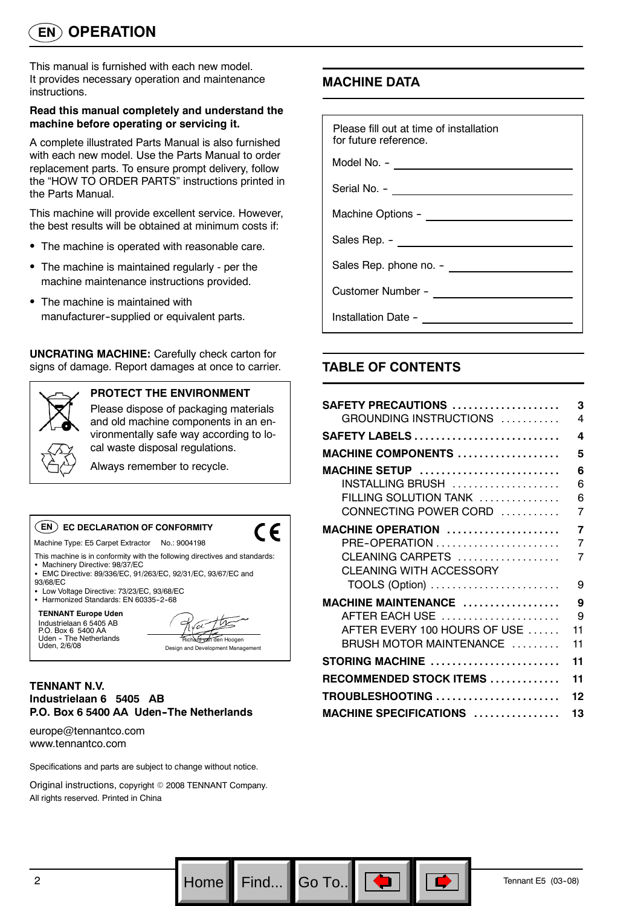# OPERATION

This manual is furnished with each new model. It provides necessary operation and maintenance instructions.

**Read this manual completely and understand the machine before operating or servicing it.**

A complete illustrated Parts Manual is also furnished with each new model. Use the Parts Manual to order replacement parts. To ensure prompt delivery, follow the "HOW TO ORDER PARTS" instructions printed in the Parts Manual.

This machine will provide excellent service. However, the best results will be obtained at minimum costs if:

- The machine is operated with reasonable care.
- The machine is maintained regularly - per the machine maintenance instructions provided.
- The machine is maintained with manufacturer-supplied or equivalent parts.

**UNCRATING MACHINE:** Carefully check carton for signs of damage. Report damages at once to carrier.

**PROTECT THE ENVIRONMENT**

Please dispose of packaging materials and old machine components in an environmentally safe way according to local waste disposal regulations.

Always remember to recycle.

**EC DECLARATION OF CONFORMITY**

Machine Type: E5 Carpet Extractor No.: 9004198

This machine is in conformity with the following directives and standards:

- Machinery Directive: 98/37/EC
- EMC Directive: 89/336/EC, 91/263/EC, 92/31/EC, 93/67/EC and 93/68/EC
- Low Voltage Directive: 73/23/EC, 93/68/EC
- Harmonized Standards: EN 60335-2-68

**TENNANT Europe Uden**
Industrielaan 6 5405 AB
P.O. Box 6 5400 AA
Uden - The Netherlands
Uden, 2/6/08

Richard van den Hoogen
Design and Development Management

**TENNANT N.V.**
**Industrielaan 6 5405 AB**
**P.O. Box 6 5400 AA Uden-The Netherlands**

europe@tennantco.com
www.tennantco.com

Specifications and parts are subject to change without notice.

Original instructions, copyright © 2008 TENNANT Company.
All rights reserved. Printed in China

## MACHINE DATA

Please fill out at time of installation for future reference.

Model No. - \_\_\_\_\_\_\_\_\_\_

Serial No. - \_\_\_\_\_\_\_\_\_\_

Machine Options - \_\_\_\_\_\_\_\_\_\_

Sales Rep. - \_\_\_\_\_\_\_\_\_\_

Sales Rep. phone no. - \_\_\_\_\_\_\_\_\_\_

Customer Number - \_\_\_\_\_\_\_\_\_\_

Installation Date - \_\_\_\_\_\_\_\_\_\_

## TABLE OF CONTENTS

| | |
|---|---|
| **SAFETY PRECAUTIONS** | **3** |
| GROUNDING INSTRUCTIONS | 4 |
| **SAFETY LABELS** | **4** |
| **MACHINE COMPONENTS** | **5** |
| **MACHINE SETUP** | **6** |
| INSTALLING BRUSH | 6 |
| FILLING SOLUTION TANK | 6 |
| CONNECTING POWER CORD | 7 |
| **MACHINE OPERATION** | **7** |
| PRE-OPERATION | 7 |
| CLEANING CARPETS | 7 |
| CLEANING WITH ACCESSORY TOOLS (Option) | 9 |
| **MACHINE MAINTENANCE** | **9** |
| AFTER EACH USE | 9 |
| AFTER EVERY 100 HOURS OF USE | 11 |
| BRUSH MOTOR MAINTENANCE | 11 |
| **STORING MACHINE** | **11** |
| **RECOMMENDED STOCK ITEMS** | **11** |
| **TROUBLESHOOTING** | **12** |
| **MACHINE SPECIFICATIONS** | **13** |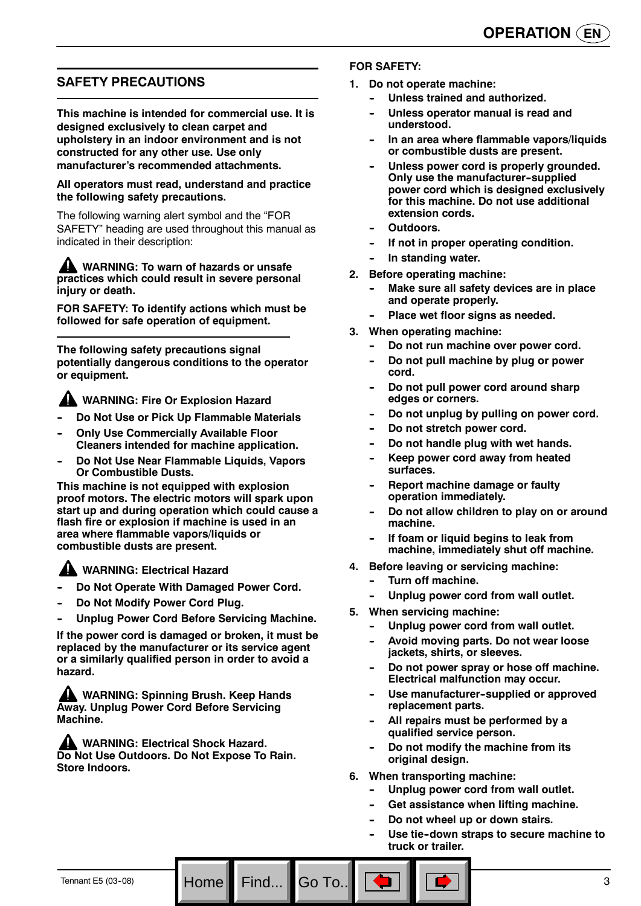## SAFETY PRECAUTIONS

**This machine is intended for commercial use. It is designed exclusively to clean carpet and upholstery in an indoor environment and is not constructed for any other use. Use only manufacturer's recommended attachments.**

**All operators must read, understand and practice the following safety precautions.**

The following warning alert symbol and the "FOR SAFETY" heading are used throughout this manual as indicated in their description:

**WARNING: To warn of hazards or unsafe practices which could result in severe personal injury or death.**

**FOR SAFETY: To identify actions which must be followed for safe operation of equipment.**

**The following safety precautions signal potentially dangerous conditions to the operator or equipment.**

**WARNING: Fire Or Explosion Hazard**

- **Do Not Use or Pick Up Flammable Materials**
- **Only Use Commercially Available Floor Cleaners intended for machine application.**
- **Do Not Use Near Flammable Liquids, Vapors Or Combustible Dusts.**

**This machine is not equipped with explosion proof motors. The electric motors will spark upon start up and during operation which could cause a flash fire or explosion if machine is used in an area where flammable vapors/liquids or combustible dusts are present.**

**WARNING: Electrical Hazard**

- **Do Not Operate With Damaged Power Cord.**
- **Do Not Modify Power Cord Plug.**
- **Unplug Power Cord Before Servicing Machine.**

**If the power cord is damaged or broken, it must be replaced by the manufacturer or its service agent or a similarly qualified person in order to avoid a hazard.**

**WARNING: Spinning Brush. Keep Hands Away. Unplug Power Cord Before Servicing Machine.**

**WARNING: Electrical Shock Hazard. Do Not Use Outdoors. Do Not Expose To Rain. Store Indoors.**

**FOR SAFETY:**

1. **Do not operate machine:**
   - **Unless trained and authorized.**
   - **Unless operator manual is read and understood.**
   - **In an area where flammable vapors/liquids or combustible dusts are present.**
   - **Unless power cord is properly grounded. Only use the manufacturer-supplied power cord which is designed exclusively for this machine. Do not use additional extension cords.**
   - **Outdoors.**
   - **If not in proper operating condition.**
   - **In standing water.**
2. **Before operating machine:**
   - **Make sure all safety devices are in place and operate properly.**
   - **Place wet floor signs as needed.**
3. **When operating machine:**
   - **Do not run machine over power cord.**
   - **Do not pull machine by plug or power cord.**
   - **Do not pull power cord around sharp edges or corners.**
   - **Do not unplug by pulling on power cord.**
   - **Do not stretch power cord.**
   - **Do not handle plug with wet hands.**
   - **Keep power cord away from heated surfaces.**
   - **Report machine damage or faulty operation immediately.**
   - **Do not allow children to play on or around machine.**
   - **If foam or liquid begins to leak from machine, immediately shut off machine.**
4. **Before leaving or servicing machine:**
   - **Turn off machine.**
   - **Unplug power cord from wall outlet.**
5. **When servicing machine:**
   - **Unplug power cord from wall outlet.**
   - **Avoid moving parts. Do not wear loose jackets, shirts, or sleeves.**
   - **Do not power spray or hose off machine. Electrical malfunction may occur.**
   - **Use manufacturer-supplied or approved replacement parts.**
   - **All repairs must be performed by a qualified service person.**
   - **Do not modify the machine from its original design.**
6. **When transporting machine:**
   - **Unplug power cord from wall outlet.**
   - **Get assistance when lifting machine.**
   - **Do not wheel up or down stairs.**
   - **Use tie-down straps to secure machine to truck or trailer.**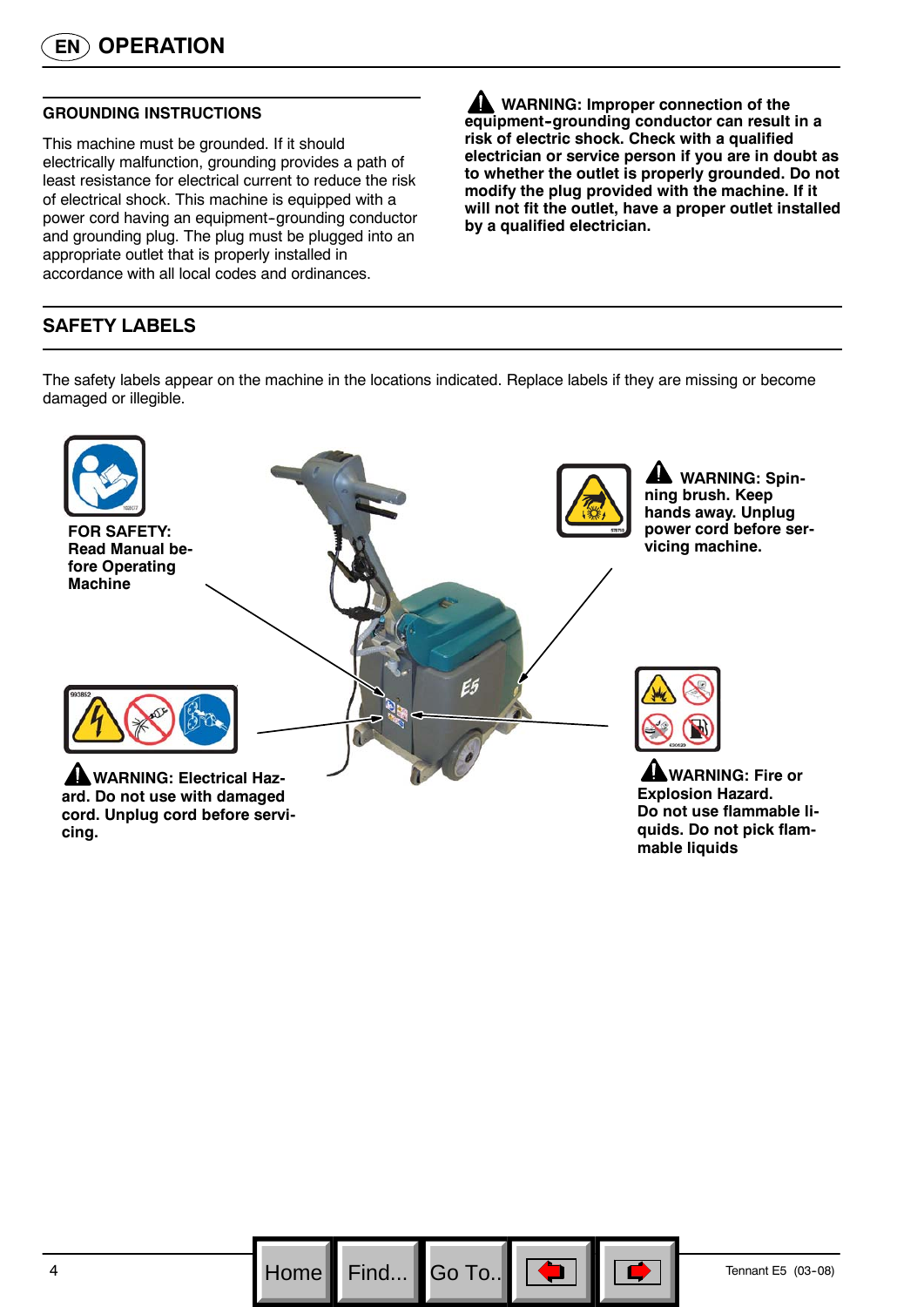# EN OPERATION

## GROUNDING INSTRUCTIONS

This machine must be grounded. If it should electrically malfunction, grounding provides a path of least resistance for electrical current to reduce the risk of electrical shock. This machine is equipped with a power cord having an equipment-grounding conductor and grounding plug. The plug must be plugged into an appropriate outlet that is properly installed in accordance with all local codes and ordinances.

**WARNING: Improper connection of the equipment-grounding conductor can result in a risk of electric shock. Check with a qualified electrician or service person if you are in doubt as to whether the outlet is properly grounded. Do not modify the plug provided with the machine. If it will not fit the outlet, have a proper outlet installed by a qualified electrician.**

## SAFETY LABELS

The safety labels appear on the machine in the locations indicated. Replace labels if they are missing or become damaged or illegible.

**FOR SAFETY: Read Manual before Operating Machine**

**WARNING: Spinning brush. Keep hands away. Unplug power cord before servicing machine.**

**WARNING: Electrical Hazard. Do not use with damaged cord. Unplug cord before servicing.**

**WARNING: Fire or Explosion Hazard. Do not use flammable liquids. Do not pick flammable liquids**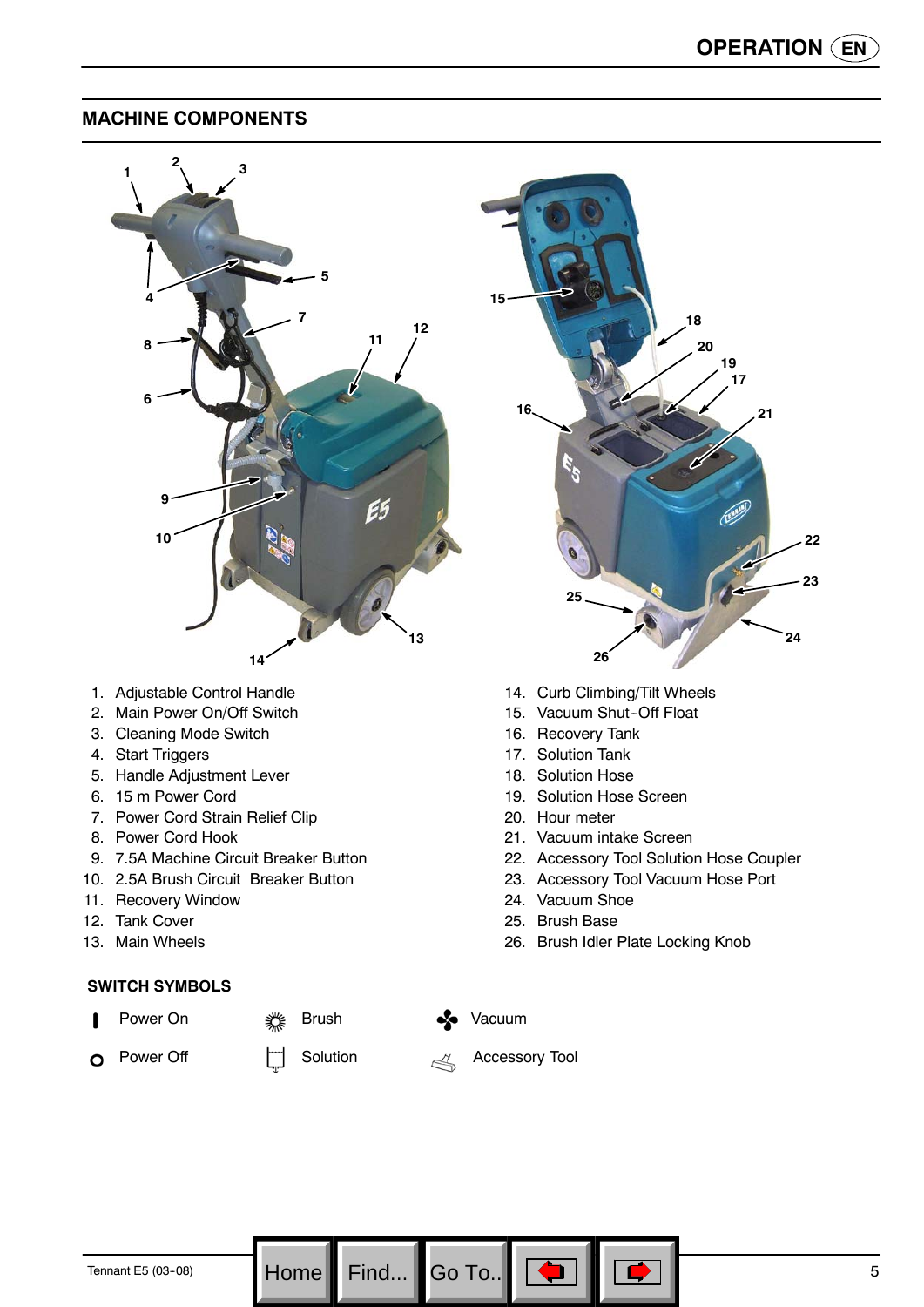## MACHINE COMPONENTS

1. Adjustable Control Handle
2. Main Power On/Off Switch
3. Cleaning Mode Switch
4. Start Triggers
5. Handle Adjustment Lever
6. 15 m Power Cord
7. Power Cord Strain Relief Clip
8. Power Cord Hook
9. 7.5A Machine Circuit Breaker Button
10. 2.5A Brush Circuit Breaker Button
11. Recovery Window
12. Tank Cover
13. Main Wheels
14. Curb Climbing/Tilt Wheels
15. Vacuum Shut-Off Float
16. Recovery Tank
17. Solution Tank
18. Solution Hose
19. Solution Hose Screen
20. Hour meter
21. Vacuum intake Screen
22. Accessory Tool Solution Hose Coupler
23. Accessory Tool Vacuum Hose Port
24. Vacuum Shoe
25. Brush Base
26. Brush Idler Plate Locking Knob

### SWITCH SYMBOLS

| | | |
|---|---|---|
| Power On | Brush | Vacuum |
| Power Off | Solution | Accessory Tool |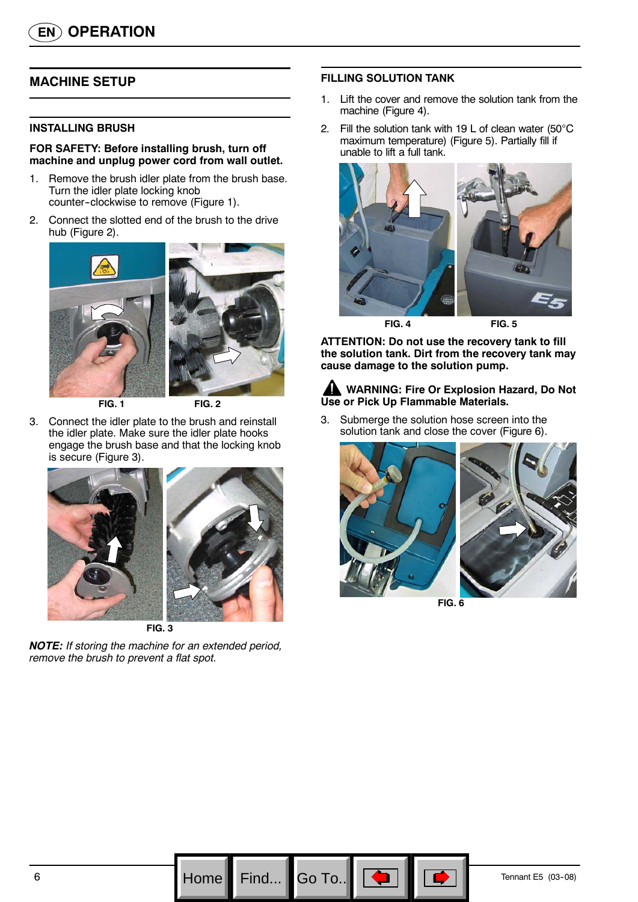# OPERATION

## MACHINE SETUP

### INSTALLING BRUSH

**FOR SAFETY: Before installing brush, turn off machine and unplug power cord from wall outlet.**

1. Remove the brush idler plate from the brush base. Turn the idler plate locking knob counter-clockwise to remove (Figure 1).
2. Connect the slotted end of the brush to the drive hub (Figure 2).

FIG. 1 FIG. 2

3. Connect the idler plate to the brush and reinstall the idler plate. Make sure the idler plate hooks engage the brush base and that the locking knob is secure (Figure 3).

FIG. 3

***NOTE:*** *If storing the machine for an extended period, remove the brush to prevent a flat spot.*

### FILLING SOLUTION TANK

1. Lift the cover and remove the solution tank from the machine (Figure 4).
2. Fill the solution tank with 19 L of clean water (50°C maximum temperature) (Figure 5). Partially fill if unable to lift a full tank.

FIG. 4 FIG. 5

**ATTENTION: Do not use the recovery tank to fill the solution tank. Dirt from the recovery tank may cause damage to the solution pump.**

**WARNING: Fire Or Explosion Hazard, Do Not Use or Pick Up Flammable Materials.**

3. Submerge the solution hose screen into the solution tank and close the cover (Figure 6).

FIG. 6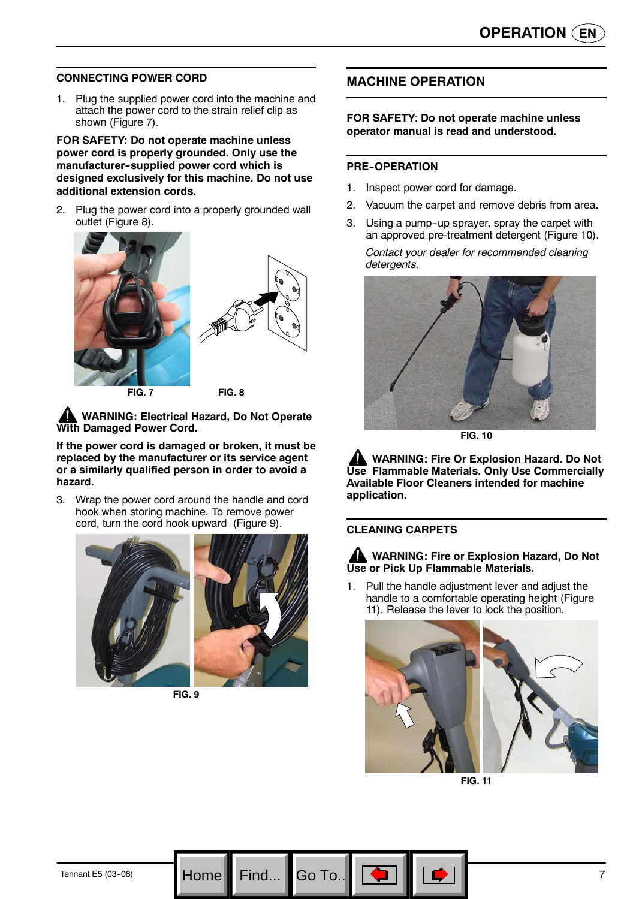### CONNECTING POWER CORD

1. Plug the supplied power cord into the machine and attach the power cord to the strain relief clip as shown (Figure 7).

**FOR SAFETY: Do not operate machine unless power cord is properly grounded. Only use the manufacturer-supplied power cord which is designed exclusively for this machine. Do not use additional extension cords.**

2. Plug the power cord into a properly grounded wall outlet (Figure 8).

FIG. 7

FIG. 8

**WARNING: Electrical Hazard, Do Not Operate With Damaged Power Cord.**

**If the power cord is damaged or broken, it must be replaced by the manufacturer or its service agent or a similarly qualified person in order to avoid a hazard.**

3. Wrap the power cord around the handle and cord hook when storing machine. To remove power cord, turn the cord hook upward (Figure 9).

FIG. 9

## MACHINE OPERATION

**FOR SAFETY: Do not operate machine unless operator manual is read and understood.**

### PRE-OPERATION

1. Inspect power cord for damage.
2. Vacuum the carpet and remove debris from area.
3. Using a pump-up sprayer, spray the carpet with an approved pre-treatment detergent (Figure 10).

   *Contact your dealer for recommended cleaning detergents.*

FIG. 10

**WARNING: Fire Or Explosion Hazard. Do Not Use Flammable Materials. Only Use Commercially Available Floor Cleaners intended for machine application.**

### CLEANING CARPETS

**WARNING: Fire or Explosion Hazard, Do Not Use or Pick Up Flammable Materials.**

1. Pull the handle adjustment lever and adjust the handle to a comfortable operating height (Figure 11). Release the lever to lock the position.

FIG. 11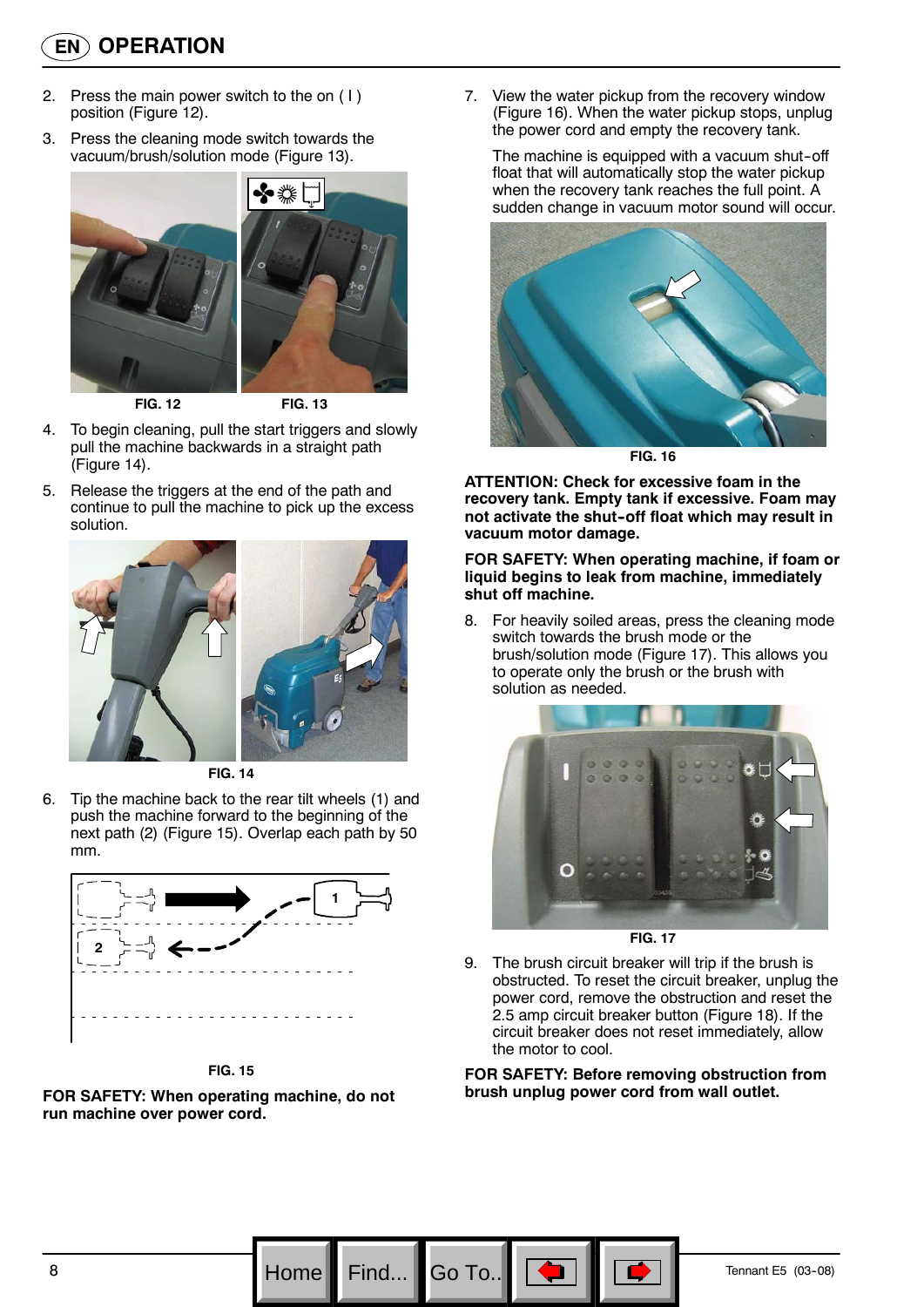# OPERATION

2. Press the main power switch to the on ( I ) position (Figure 12).
3. Press the cleaning mode switch towards the vacuum/brush/solution mode (Figure 13).

FIG. 12 FIG. 13

4. To begin cleaning, pull the start triggers and slowly pull the machine backwards in a straight path (Figure 14).
5. Release the triggers at the end of the path and continue to pull the machine to pick up the excess solution.

FIG. 14

6. Tip the machine back to the rear tilt wheels (1) and push the machine forward to the beginning of the next path (2) (Figure 15). Overlap each path by 50 mm.

1

2

FIG. 15

**FOR SAFETY: When operating machine, do not run machine over power cord.**

7. View the water pickup from the recovery window (Figure 16). When the water pickup stops, unplug the power cord and empty the recovery tank.

   The machine is equipped with a vacuum shut-off float that will automatically stop the water pickup when the recovery tank reaches the full point. A sudden change in vacuum motor sound will occur.

FIG. 16

**ATTENTION: Check for excessive foam in the recovery tank. Empty tank if excessive. Foam may not activate the shut-off float which may result in vacuum motor damage.**

**FOR SAFETY: When operating machine, if foam or liquid begins to leak from machine, immediately shut off machine.**

8. For heavily soiled areas, press the cleaning mode switch towards the brush mode or the brush/solution mode (Figure 17). This allows you to operate only the brush or the brush with solution as needed.

FIG. 17

9. The brush circuit breaker will trip if the brush is obstructed. To reset the circuit breaker, unplug the power cord, remove the obstruction and reset the 2.5 amp circuit breaker button (Figure 18). If the circuit breaker does not reset immediately, allow the motor to cool.

**FOR SAFETY: Before removing obstruction from brush unplug power cord from wall outlet.**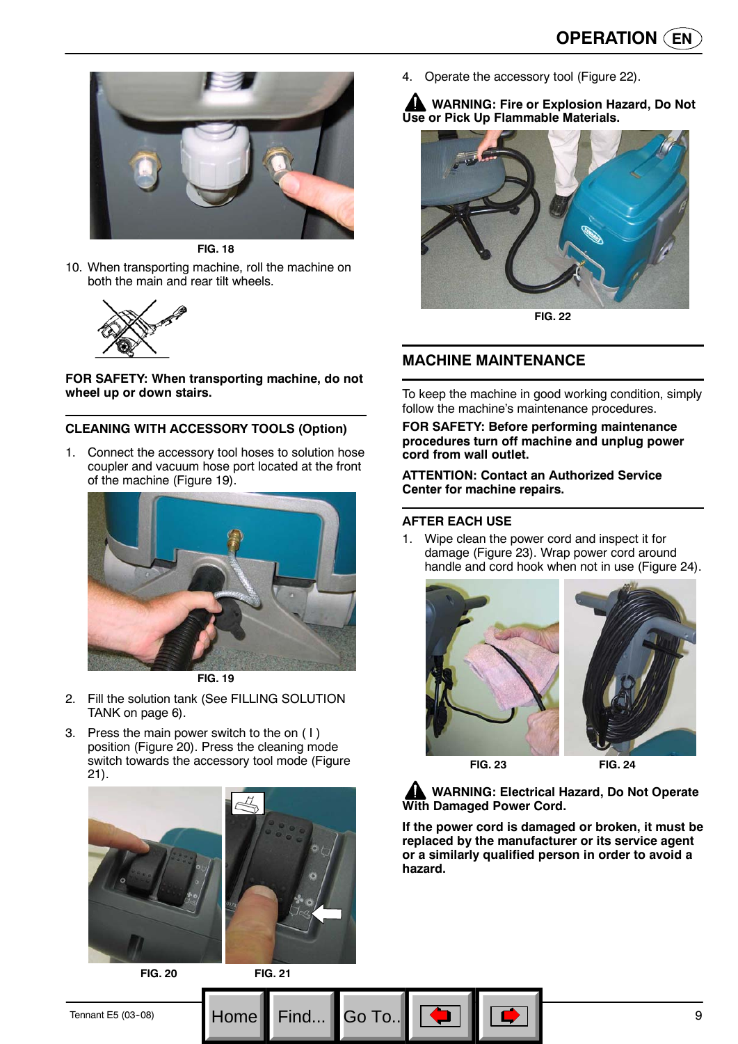FIG. 18

10. When transporting machine, roll the machine on both the main and rear tilt wheels.

**FOR SAFETY: When transporting machine, do not wheel up or down stairs.**

## CLEANING WITH ACCESSORY TOOLS (Option)

1. Connect the accessory tool hoses to solution hose coupler and vacuum hose port located at the front of the machine (Figure 19).

FIG. 19

2. Fill the solution tank (See FILLING SOLUTION TANK on page 6).
3. Press the main power switch to the on ( I ) position (Figure 20). Press the cleaning mode switch towards the accessory tool mode (Figure 21).

FIG. 20

FIG. 21

4. Operate the accessory tool (Figure 22).

**WARNING: Fire or Explosion Hazard, Do Not Use or Pick Up Flammable Materials.**

FIG. 22

## MACHINE MAINTENANCE

To keep the machine in good working condition, simply follow the machine's maintenance procedures.

**FOR SAFETY: Before performing maintenance procedures turn off machine and unplug power cord from wall outlet.**

**ATTENTION: Contact an Authorized Service Center for machine repairs.**

### AFTER EACH USE

1. Wipe clean the power cord and inspect it for damage (Figure 23). Wrap power cord around handle and cord hook when not in use (Figure 24).

FIG. 23

FIG. 24

**WARNING: Electrical Hazard, Do Not Operate With Damaged Power Cord.**

**If the power cord is damaged or broken, it must be replaced by the manufacturer or its service agent or a similarly qualified person in order to avoid a hazard.**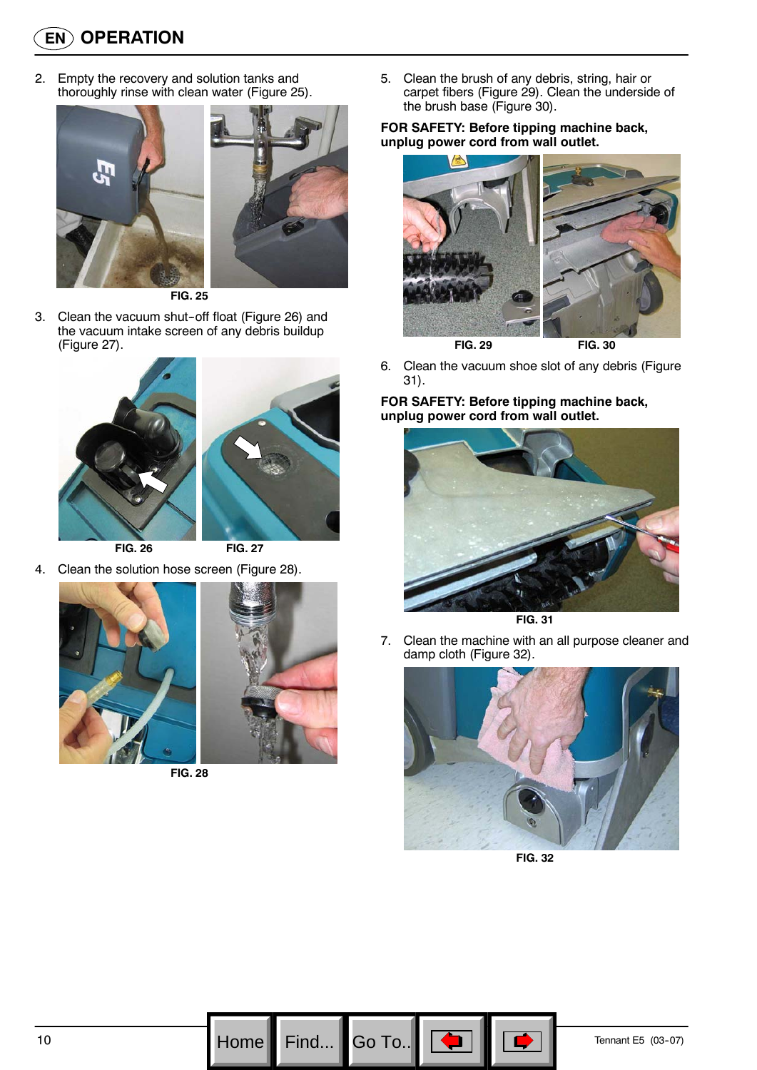# OPERATION

2. Empty the recovery and solution tanks and thoroughly rinse with clean water (Figure 25).

FIG. 25

3. Clean the vacuum shut-off float (Figure 26) and the vacuum intake screen of any debris buildup (Figure 27).

FIG. 26 FIG. 27

4. Clean the solution hose screen (Figure 28).

FIG. 28

5. Clean the brush of any debris, string, hair or carpet fibers (Figure 29). Clean the underside of the brush base (Figure 30).

**FOR SAFETY: Before tipping machine back, unplug power cord from wall outlet.**

FIG. 29 FIG. 30

6. Clean the vacuum shoe slot of any debris (Figure 31).

**FOR SAFETY: Before tipping machine back, unplug power cord from wall outlet.**

FIG. 31

7. Clean the machine with an all purpose cleaner and damp cloth (Figure 32).

FIG. 32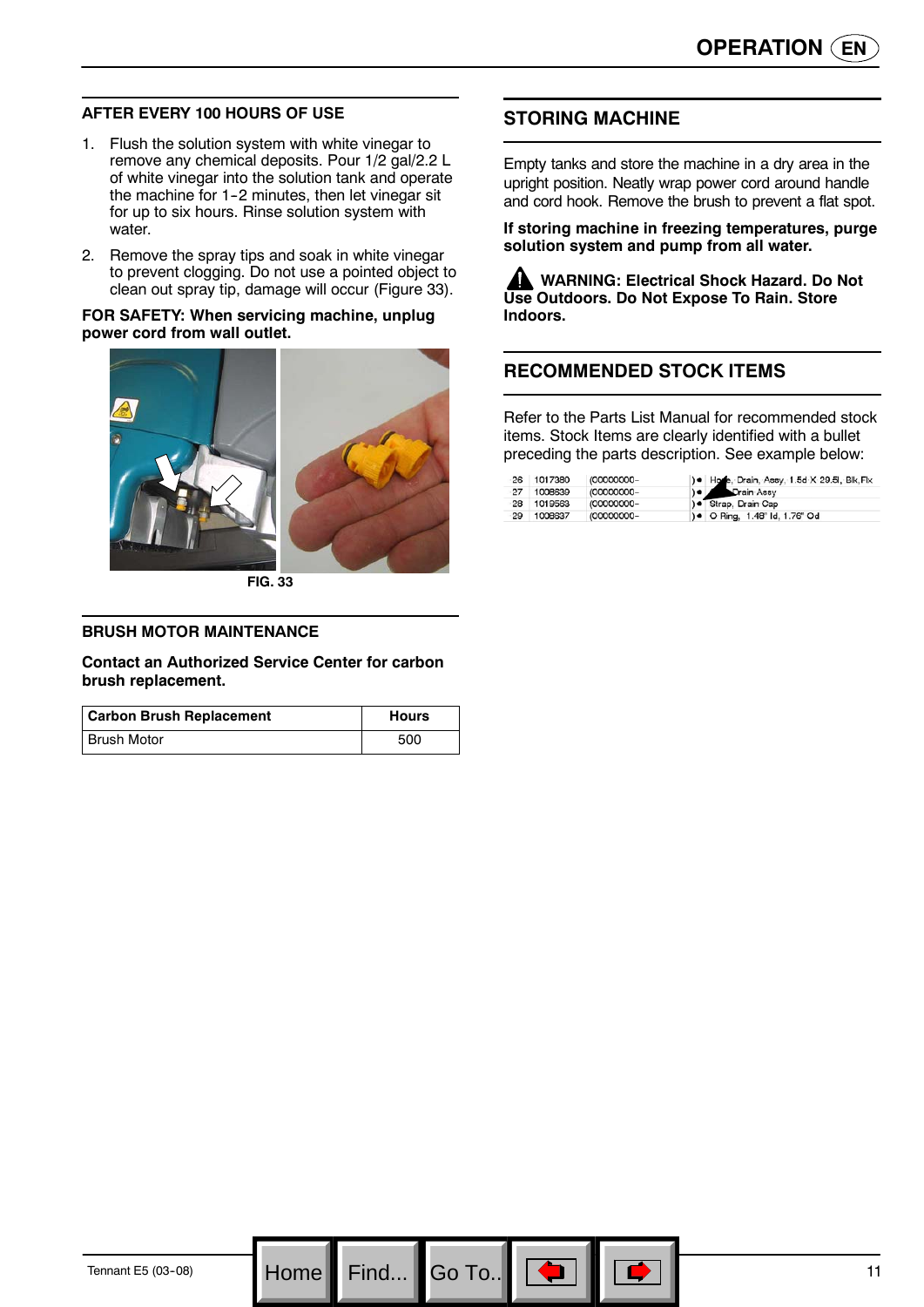## AFTER EVERY 100 HOURS OF USE

1. Flush the solution system with white vinegar to remove any chemical deposits. Pour 1/2 gal/2.2 L of white vinegar into the solution tank and operate the machine for 1-2 minutes, then let vinegar sit for up to six hours. Rinse solution system with water.
2. Remove the spray tips and soak in white vinegar to prevent clogging. Do not use a pointed object to clean out spray tip, damage will occur (Figure 33).

**FOR SAFETY: When servicing machine, unplug power cord from wall outlet.**

FIG. 33

## BRUSH MOTOR MAINTENANCE

**Contact an Authorized Service Center for carbon brush replacement.**

| Carbon Brush Replacement | Hours |
|---|---|
| Brush Motor | 500 |

## STORING MACHINE

Empty tanks and store the machine in a dry area in the upright position. Neatly wrap power cord around handle and cord hook. Remove the brush to prevent a flat spot.

**If storing machine in freezing temperatures, purge solution system and pump from all water.**

**WARNING: Electrical Shock Hazard. Do Not Use Outdoors. Do Not Expose To Rain. Store Indoors.**

## RECOMMENDED STOCK ITEMS

Refer to the Parts List Manual for recommended stock items. Stock Items are clearly identified with a bullet preceding the parts description. See example below:

| | | | | |
|---|---|---|---|---|
| 26 | 1017380 | (00000000- | )● | Hose, Drain, Assy, 1.5d X 29.5l, Blk,Flx |
| 27 | 1008639 | (00000000- | )● | Drain Assy |
| 28 | 1019563 | (00000000- | )● | Strap, Drain Cap |
| 29 | 1008637 | (00000000- | )● | O Ring, 1.48" Id, 1.76" Od |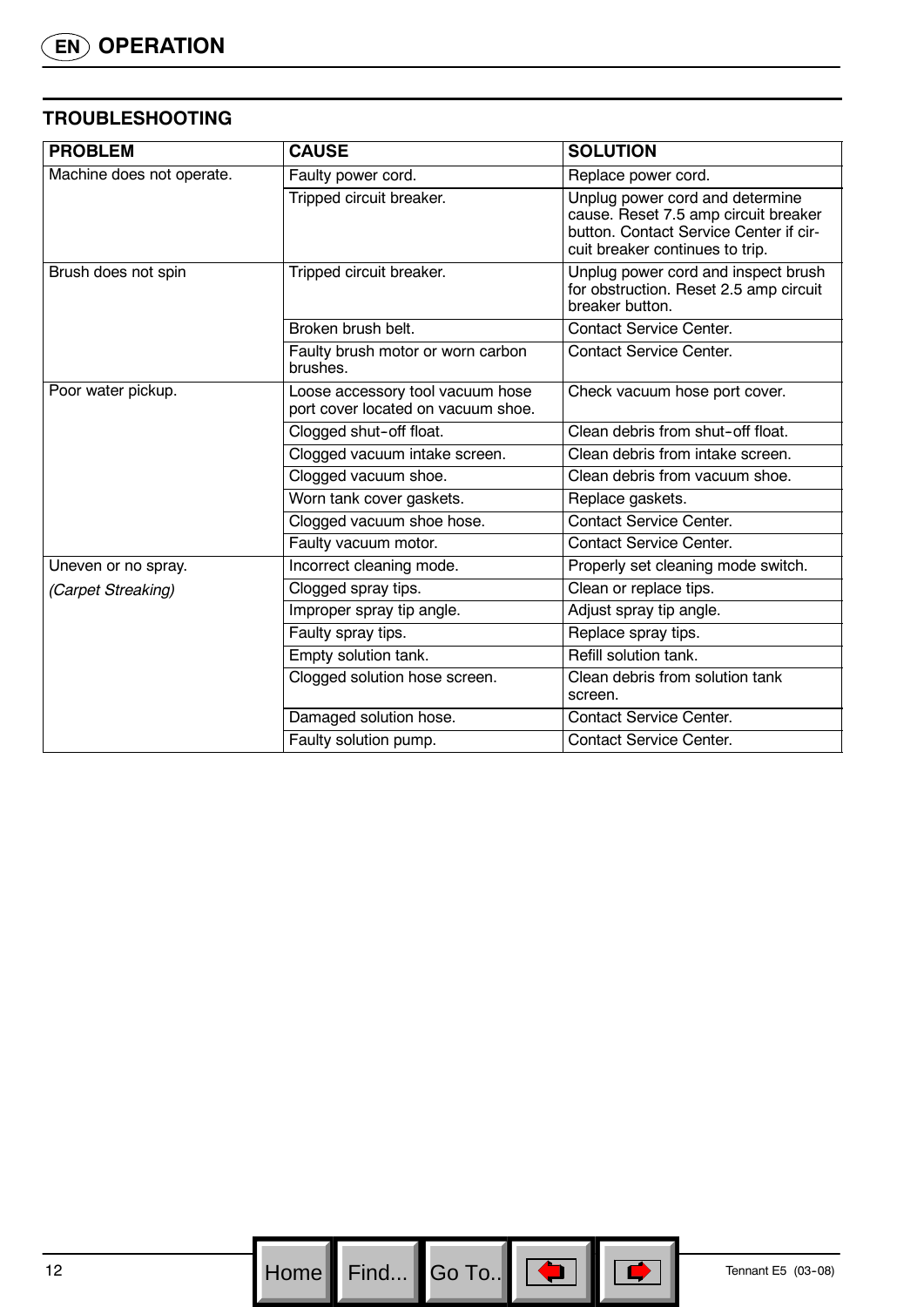# EN OPERATION

## TROUBLESHOOTING

| PROBLEM | CAUSE | SOLUTION |
|---|---|---|
| Machine does not operate. | Faulty power cord. | Replace power cord. |
| | Tripped circuit breaker. | Unplug power cord and determine cause. Reset 7.5 amp circuit breaker button. Contact Service Center if circuit breaker continues to trip. |
| Brush does not spin | Tripped circuit breaker. | Unplug power cord and inspect brush for obstruction. Reset 2.5 amp circuit breaker button. |
| | Broken brush belt. | Contact Service Center. |
| | Faulty brush motor or worn carbon brushes. | Contact Service Center. |
| Poor water pickup. | Loose accessory tool vacuum hose port cover located on vacuum shoe. | Check vacuum hose port cover. |
| | Clogged shut-off float. | Clean debris from shut-off float. |
| | Clogged vacuum intake screen. | Clean debris from intake screen. |
| | Clogged vacuum shoe. | Clean debris from vacuum shoe. |
| | Worn tank cover gaskets. | Replace gaskets. |
| | Clogged vacuum shoe hose. | Contact Service Center. |
| | Faulty vacuum motor. | Contact Service Center. |
| Uneven or no spray. *(Carpet Streaking)* | Incorrect cleaning mode. | Properly set cleaning mode switch. |
| | Clogged spray tips. | Clean or replace tips. |
| | Improper spray tip angle. | Adjust spray tip angle. |
| | Faulty spray tips. | Replace spray tips. |
| | Empty solution tank. | Refill solution tank. |
| | Clogged solution hose screen. | Clean debris from solution tank screen. |
| | Damaged solution hose. | Contact Service Center. |
| | Faulty solution pump. | Contact Service Center. |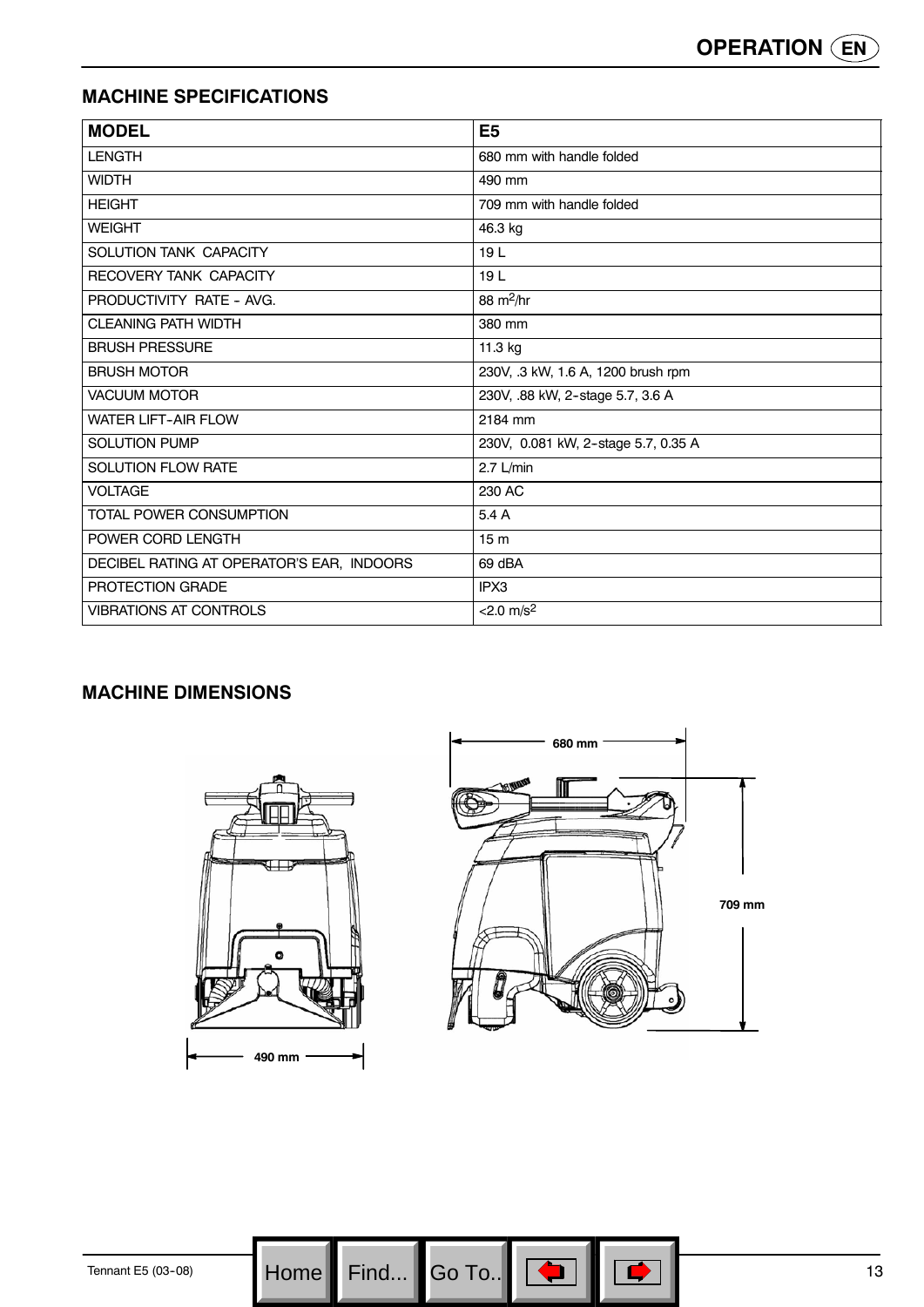## MACHINE SPECIFICATIONS

| MODEL | E5 |
|---|---|
| LENGTH | 680 mm with handle folded |
| WIDTH | 490 mm |
| HEIGHT | 709 mm with handle folded |
| WEIGHT | 46.3 kg |
| SOLUTION TANK CAPACITY | 19 L |
| RECOVERY TANK CAPACITY | 19 L |
| PRODUCTIVITY RATE - AVG. | 88 $m^2$/hr |
| CLEANING PATH WIDTH | 380 mm |
| BRUSH PRESSURE | 11.3 kg |
| BRUSH MOTOR | 230V, .3 kW, 1.6 A, 1200 brush rpm |
| VACUUM MOTOR | 230V, .88 kW, 2-stage 5.7, 3.6 A |
| WATER LIFT-AIR FLOW | 2184 mm |
| SOLUTION PUMP | 230V, 0.081 kW, 2-stage 5.7, 0.35 A |
| SOLUTION FLOW RATE | 2.7 L/min |
| VOLTAGE | 230 AC |
| TOTAL POWER CONSUMPTION | 5.4 A |
| POWER CORD LENGTH | 15 m |
| DECIBEL RATING AT OPERATOR'S EAR, INDOORS | 69 dBA |
| PROTECTION GRADE | IPX3 |
| VIBRATIONS AT CONTROLS | <2.0 $m/s^2$ |

## MACHINE DIMENSIONS

490 mm

680 mm

709 mm